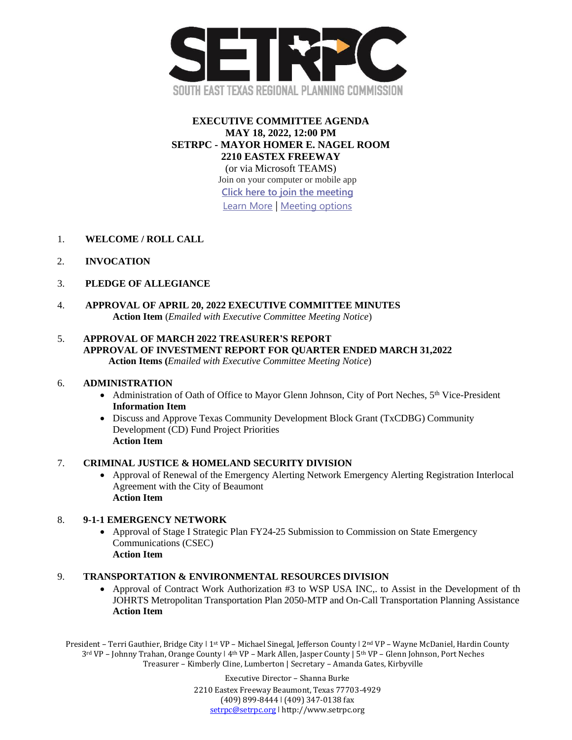SETRPC

SOUTH EAST TEXAS REGIONAL PLANNING COMMISSION

**EXECUTIVE COMMITTEE AGENDA**
**MAY 18, 2022, 12:00 PM**
**SETRPC - MAYOR HOMER E. NAGEL ROOM**
**2210 EASTEX FREEWAY**
(or via Microsoft TEAMS)
Join on your computer or mobile app
Click here to join the meeting
Learn More | Meeting options

1. **WELCOME / ROLL CALL**

2. **INVOCATION**

3. **PLEDGE OF ALLEGIANCE**

4. **APPROVAL OF APRIL 20, 2022 EXECUTIVE COMMITTEE MINUTES**
   **Action Item** (*Emailed with Executive Committee Meeting Notice*)

5. **APPROVAL OF MARCH 2022 TREASURER'S REPORT**
   **APPROVAL OF INVESTMENT REPORT FOR QUARTER ENDED MARCH 31,2022**
   **Action Items** (*Emailed with Executive Committee Meeting Notice*)

6. **ADMINISTRATION**
   - Administration of Oath of Office to Mayor Glenn Johnson, City of Port Neches, 5th Vice-President
     **Information Item**
   - Discuss and Approve Texas Community Development Block Grant (TxCDBG) Community Development (CD) Fund Project Priorities
     **Action Item**

7. **CRIMINAL JUSTICE & HOMELAND SECURITY DIVISION**
   - Approval of Renewal of the Emergency Alerting Network Emergency Alerting Registration Interlocal Agreement with the City of Beaumont
     **Action Item**

8. **9-1-1 EMERGENCY NETWORK**
   - Approval of Stage I Strategic Plan FY24-25 Submission to Commission on State Emergency Communications (CSEC)
     **Action Item**

9. **TRANSPORTATION & ENVIRONMENTAL RESOURCES DIVISION**
   - Approval of Contract Work Authorization #3 to WSP USA INC,. to Assist in the Development of th JOHRTS Metropolitan Transportation Plan 2050-MTP and On-Call Transportation Planning Assistance
     **Action Item**

President – Terri Gauthier, Bridge City | 1st VP – Michael Sinegal, Jefferson County | 2nd VP – Wayne McDaniel, Hardin County
3rd VP – Johnny Trahan, Orange County | 4th VP – Mark Allen, Jasper County | 5th VP – Glenn Johnson, Port Neches
Treasurer – Kimberly Cline, Lumberton | Secretary – Amanda Gates, Kirbyville

Executive Director – Shanna Burke
2210 Eastex Freeway Beaumont, Texas 77703-4929
(409) 899-8444 | (409) 347-0138 fax
setrpc@setrpc.org | http://www.setrpc.org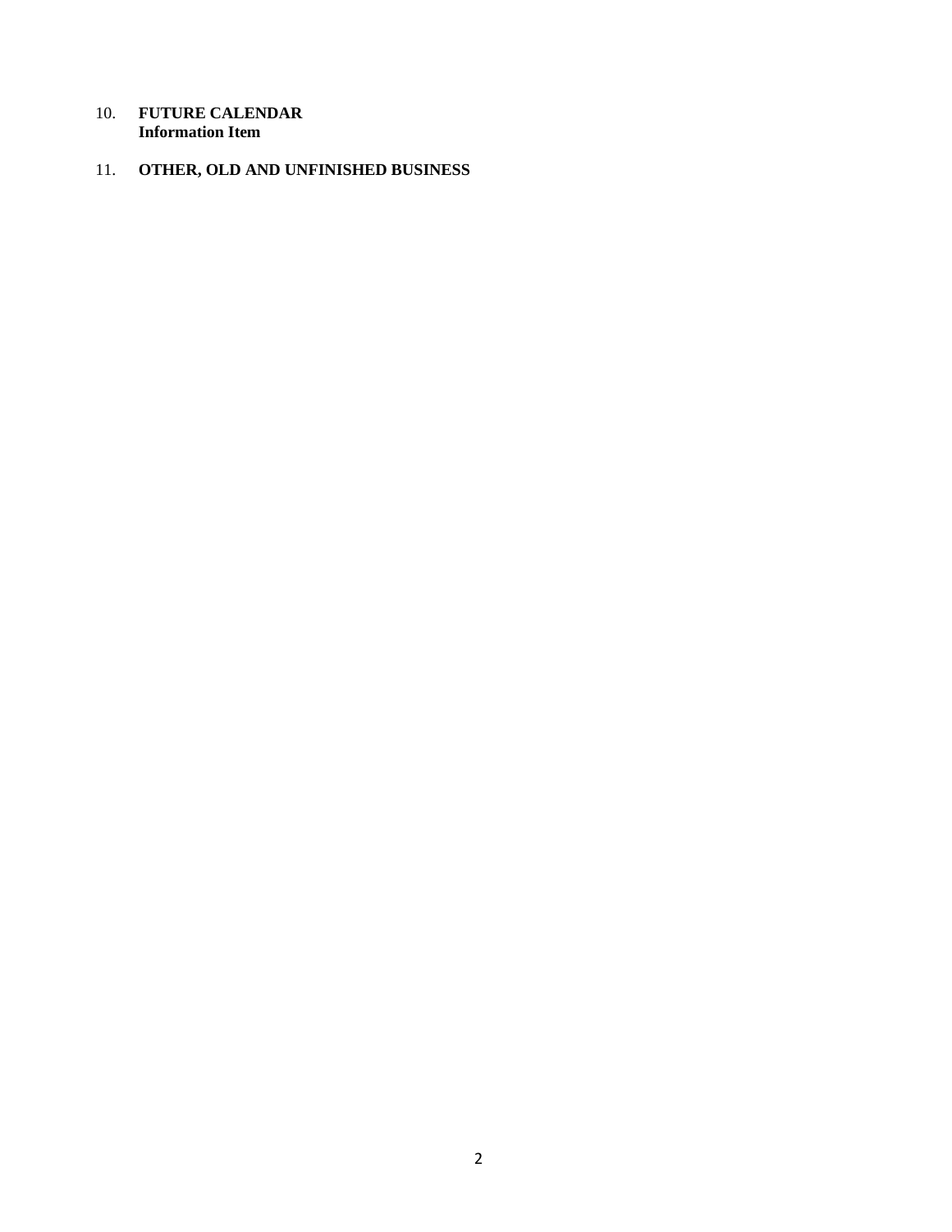10. **FUTURE CALENDAR**
    **Information Item**

11. **OTHER, OLD AND UNFINISHED BUSINESS**